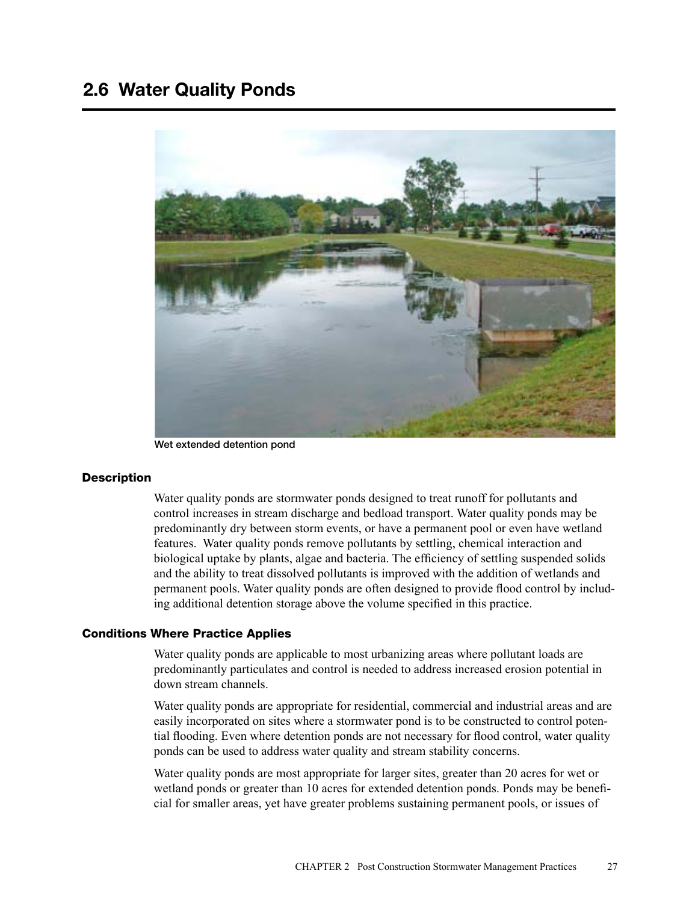## 2.6 Water Quality Ponds

Wet extended detention pond

### Description

Water quality ponds are stormwater ponds designed to treat runoff for pollutants and control increases in stream discharge and bedload transport. Water quality ponds may be predominantly dry between storm events, or have a permanent pool or even have wetland features. Water quality ponds remove pollutants by settling, chemical interaction and biological uptake by plants, algae and bacteria. The efficiency of settling suspended solids and the ability to treat dissolved pollutants is improved with the addition of wetlands and permanent pools. Water quality ponds are often designed to provide flood control by including additional detention storage above the volume specified in this practice.

### Conditions Where Practice Applies

Water quality ponds are applicable to most urbanizing areas where pollutant loads are predominantly particulates and control is needed to address increased erosion potential in down stream channels.

Water quality ponds are appropriate for residential, commercial and industrial areas and are easily incorporated on sites where a stormwater pond is to be constructed to control potential flooding. Even where detention ponds are not necessary for flood control, water quality ponds can be used to address water quality and stream stability concerns.

Water quality ponds are most appropriate for larger sites, greater than 20 acres for wet or wetland ponds or greater than 10 acres for extended detention ponds. Ponds may be beneficial for smaller areas, yet have greater problems sustaining permanent pools, or issues of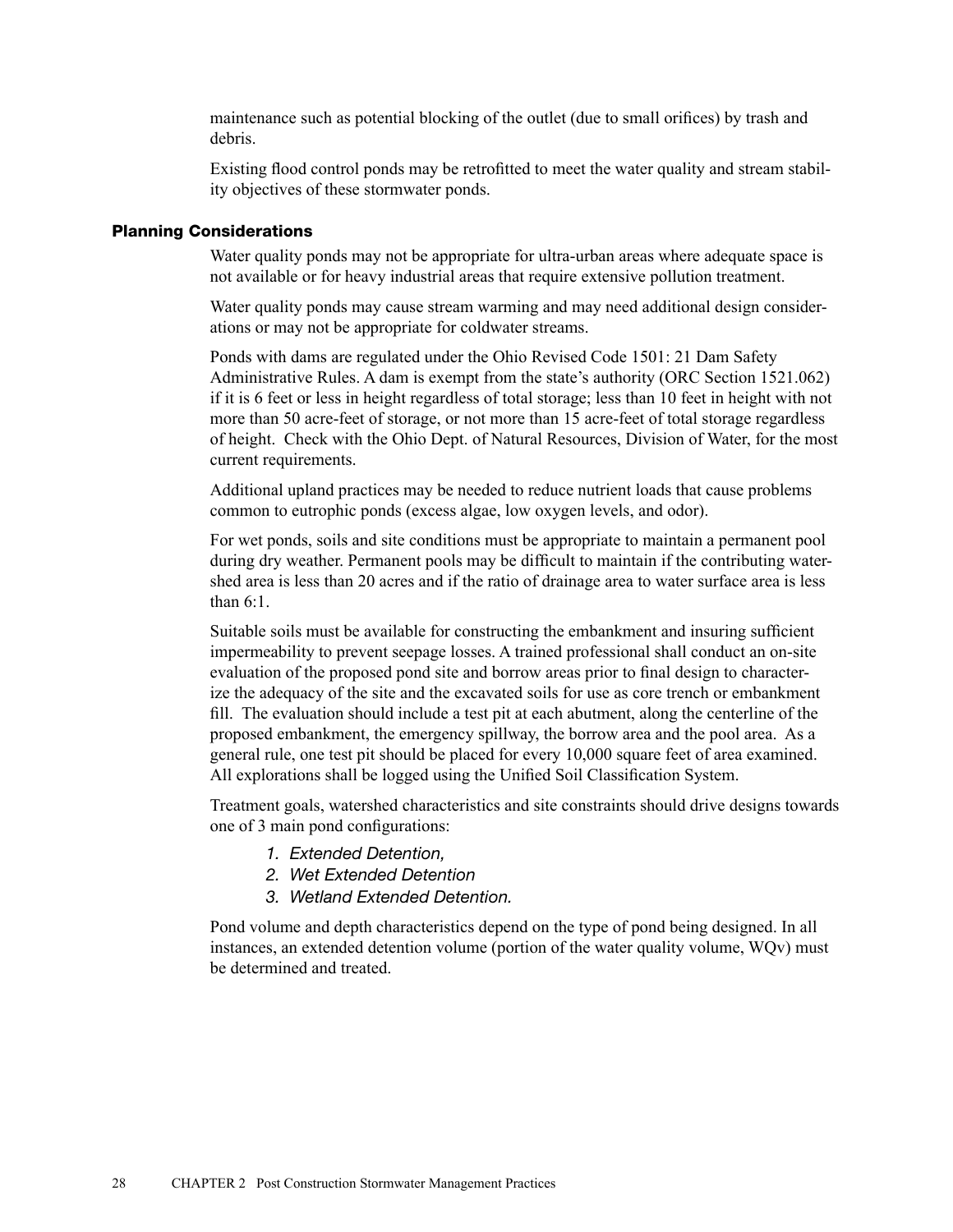maintenance such as potential blocking of the outlet (due to small orifices) by trash and debris.

Existing flood control ponds may be retrofitted to meet the water quality and stream stability objectives of these stormwater ponds.

### Planning Considerations

Water quality ponds may not be appropriate for ultra-urban areas where adequate space is not available or for heavy industrial areas that require extensive pollution treatment.

Water quality ponds may cause stream warming and may need additional design considerations or may not be appropriate for coldwater streams.

Ponds with dams are regulated under the Ohio Revised Code 1501: 21 Dam Safety Administrative Rules. A dam is exempt from the state's authority (ORC Section 1521.062) if it is 6 feet or less in height regardless of total storage; less than 10 feet in height with not more than 50 acre-feet of storage, or not more than 15 acre-feet of total storage regardless of height. Check with the Ohio Dept. of Natural Resources, Division of Water, for the most current requirements.

Additional upland practices may be needed to reduce nutrient loads that cause problems common to eutrophic ponds (excess algae, low oxygen levels, and odor).

For wet ponds, soils and site conditions must be appropriate to maintain a permanent pool during dry weather. Permanent pools may be difficult to maintain if the contributing watershed area is less than 20 acres and if the ratio of drainage area to water surface area is less than 6:1.

Suitable soils must be available for constructing the embankment and insuring sufficient impermeability to prevent seepage losses. A trained professional shall conduct an on-site evaluation of the proposed pond site and borrow areas prior to final design to characterize the adequacy of the site and the excavated soils for use as core trench or embankment fill. The evaluation should include a test pit at each abutment, along the centerline of the proposed embankment, the emergency spillway, the borrow area and the pool area. As a general rule, one test pit should be placed for every 10,000 square feet of area examined. All explorations shall be logged using the Unified Soil Classification System.

Treatment goals, watershed characteristics and site constraints should drive designs towards one of 3 main pond configurations:

1. *Extended Detention,*
2. *Wet Extended Detention*
3. *Wetland Extended Detention.*

Pond volume and depth characteristics depend on the type of pond being designed. In all instances, an extended detention volume (portion of the water quality volume, WQv) must be determined and treated.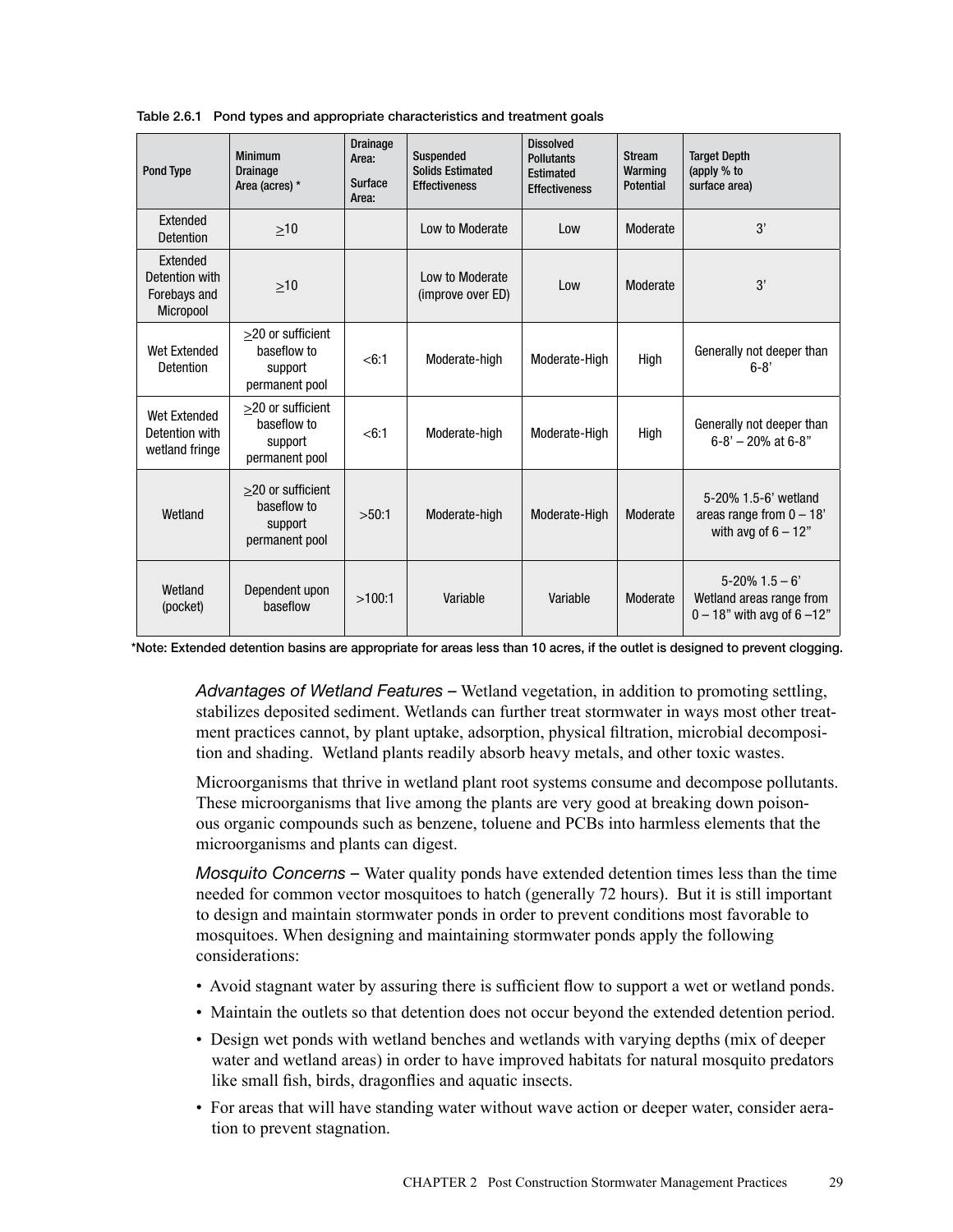Table 2.6.1 Pond types and appropriate characteristics and treatment goals

| Pond Type | Minimum Drainage Area (acres) * | Drainage Area: Surface Area: | Suspended Solids Estimated Effectiveness | Dissolved Pollutants Estimated Effectiveness | Stream Warming Potential | Target Depth (apply % to surface area) |
|---|---|---|---|---|---|---|
| Extended Detention | ≥10 | | Low to Moderate | Low | Moderate | 3' |
| Extended Detention with Forebays and Micropool | ≥10 | | Low to Moderate (improve over ED) | Low | Moderate | 3' |
| Wet Extended Detention | ≥20 or sufficient baseflow to support permanent pool | <6:1 | Moderate-high | Moderate-High | High | Generally not deeper than 6-8' |
| Wet Extended Detention with wetland fringe | ≥20 or sufficient baseflow to support permanent pool | <6:1 | Moderate-high | Moderate-High | High | Generally not deeper than 6-8' – 20% at 6-8" |
| Wetland | ≥20 or sufficient baseflow to support permanent pool | >50:1 | Moderate-high | Moderate-High | Moderate | 5-20% 1.5-6' wetland areas range from 0 – 18' with avg of 6 – 12" |
| Wetland (pocket) | Dependent upon baseflow | >100:1 | Variable | Variable | Moderate | 5-20% 1.5 – 6' Wetland areas range from 0 – 18" with avg of 6 –12" |

**\*Note: Extended detention basins are appropriate for areas less than 10 acres, if the outlet is designed to prevent clogging.**

*Advantages of Wetland Features* – Wetland vegetation, in addition to promoting settling, stabilizes deposited sediment. Wetlands can further treat stormwater in ways most other treatment practices cannot, by plant uptake, adsorption, physical filtration, microbial decomposition and shading. Wetland plants readily absorb heavy metals, and other toxic wastes.

Microorganisms that thrive in wetland plant root systems consume and decompose pollutants. These microorganisms that live among the plants are very good at breaking down poisonous organic compounds such as benzene, toluene and PCBs into harmless elements that the microorganisms and plants can digest.

*Mosquito Concerns* – Water quality ponds have extended detention times less than the time needed for common vector mosquitoes to hatch (generally 72 hours). But it is still important to design and maintain stormwater ponds in order to prevent conditions most favorable to mosquitoes. When designing and maintaining stormwater ponds apply the following considerations:

- Avoid stagnant water by assuring there is sufficient flow to support a wet or wetland ponds.
- Maintain the outlets so that detention does not occur beyond the extended detention period.
- Design wet ponds with wetland benches and wetlands with varying depths (mix of deeper water and wetland areas) in order to have improved habitats for natural mosquito predators like small fish, birds, dragonflies and aquatic insects.
- For areas that will have standing water without wave action or deeper water, consider aeration to prevent stagnation.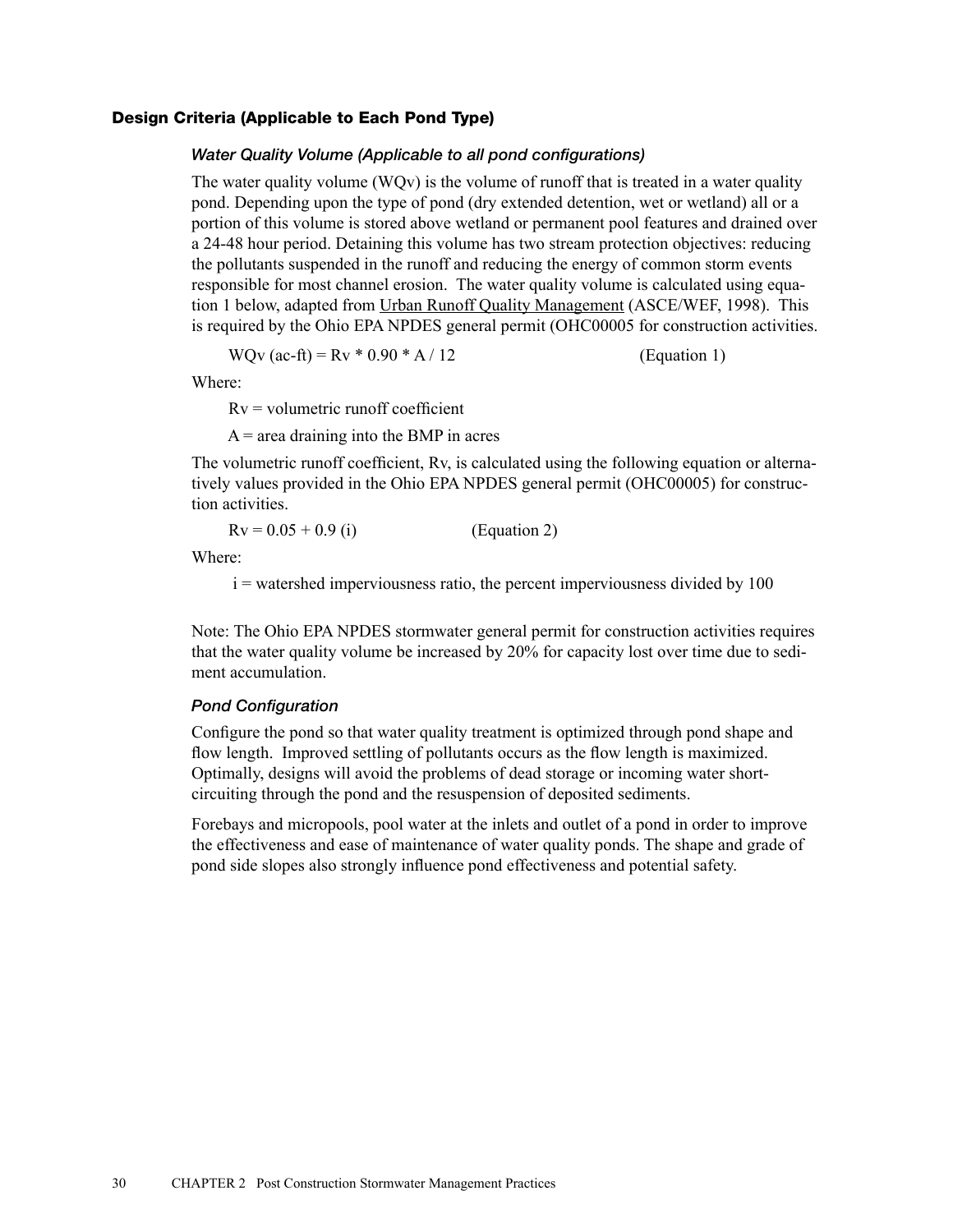## Design Criteria (Applicable to Each Pond Type)

### *Water Quality Volume (Applicable to all pond configurations)*

The water quality volume (WQv) is the volume of runoff that is treated in a water quality pond. Depending upon the type of pond (dry extended detention, wet or wetland) all or a portion of this volume is stored above wetland or permanent pool features and drained over a 24-48 hour period. Detaining this volume has two stream protection objectives: reducing the pollutants suspended in the runoff and reducing the energy of common storm events responsible for most channel erosion. The water quality volume is calculated using equation 1 below, adapted from Urban Runoff Quality Management (ASCE/WEF, 1998). This is required by the Ohio EPA NPDES general permit (OHC00005 for construction activities.

$$WQv \text{ (ac-ft)} = Rv * 0.90 * A / 12 \qquad \text{(Equation 1)}$$

Where:

Rv = volumetric runoff coefficient

A = area draining into the BMP in acres

The volumetric runoff coefficient, Rv, is calculated using the following equation or alternatively values provided in the Ohio EPA NPDES general permit (OHC00005) for construction activities.

$$Rv = 0.05 + 0.9 (i) \qquad \text{(Equation 2)}$$

Where:

i = watershed imperviousness ratio, the percent imperviousness divided by 100

Note: The Ohio EPA NPDES stormwater general permit for construction activities requires that the water quality volume be increased by 20% for capacity lost over time due to sediment accumulation.

### *Pond Configuration*

Configure the pond so that water quality treatment is optimized through pond shape and flow length. Improved settling of pollutants occurs as the flow length is maximized. Optimally, designs will avoid the problems of dead storage or incoming water short-circuiting through the pond and the resuspension of deposited sediments.

Forebays and micropools, pool water at the inlets and outlet of a pond in order to improve the effectiveness and ease of maintenance of water quality ponds. The shape and grade of pond side slopes also strongly influence pond effectiveness and potential safety.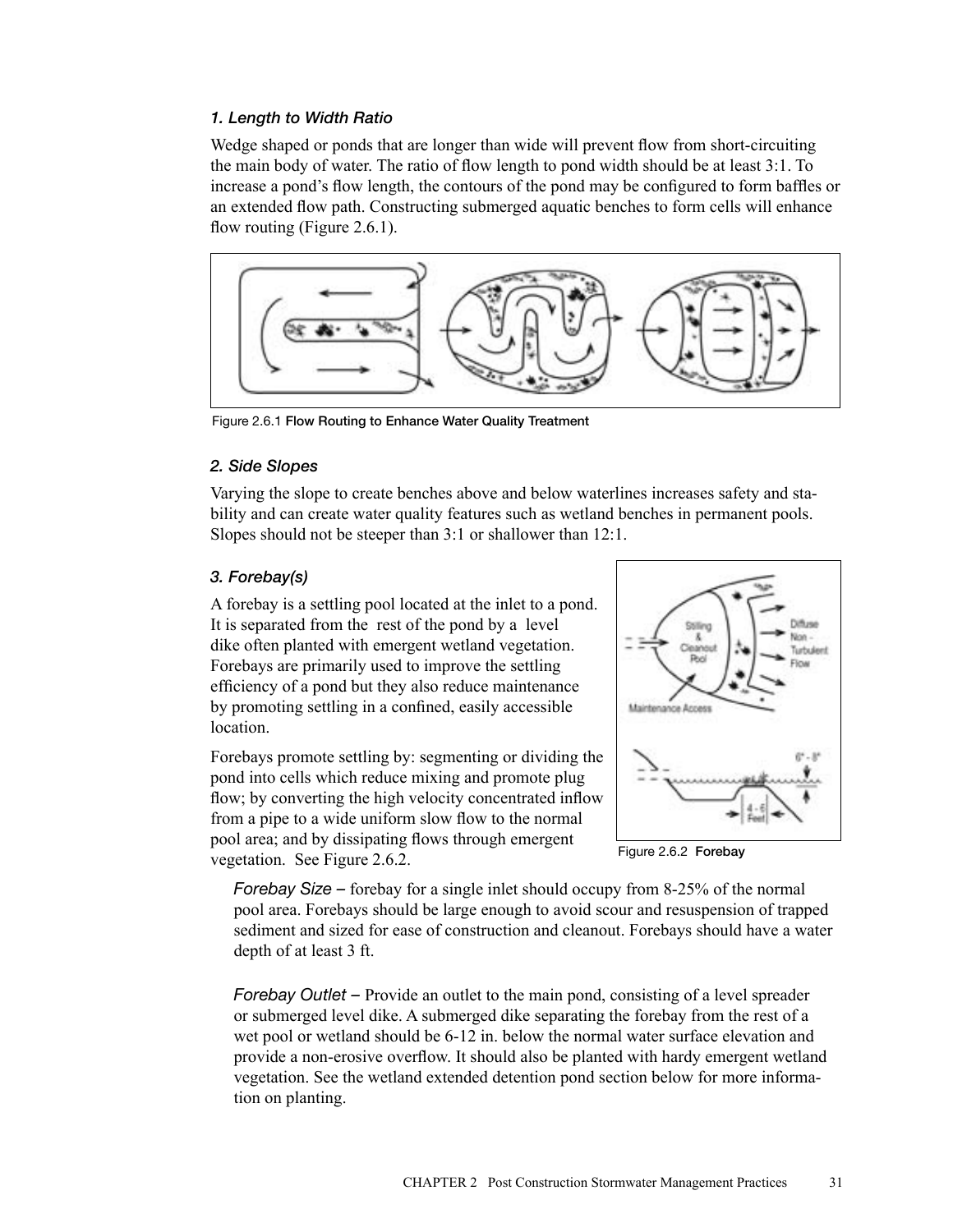### *1. Length to Width Ratio*

Wedge shaped or ponds that are longer than wide will prevent flow from short-circuiting the main body of water. The ratio of flow length to pond width should be at least 3:1. To increase a pond's flow length, the contours of the pond may be configured to form baffles or an extended flow path. Constructing submerged aquatic benches to form cells will enhance flow routing (Figure 2.6.1).

Figure 2.6.1 **Flow Routing to Enhance Water Quality Treatment**

### *2. Side Slopes*

Varying the slope to create benches above and below waterlines increases safety and stability and can create water quality features such as wetland benches in permanent pools. Slopes should not be steeper than 3:1 or shallower than 12:1.

### *3. Forebay(s)*

A forebay is a settling pool located at the inlet to a pond. It is separated from the rest of the pond by a level dike often planted with emergent wetland vegetation. Forebays are primarily used to improve the settling efficiency of a pond but they also reduce maintenance by promoting settling in a confined, easily accessible location.

Forebays promote settling by: segmenting or dividing the pond into cells which reduce mixing and promote plug flow; by converting the high velocity concentrated inflow from a pipe to a wide uniform slow flow to the normal pool area; and by dissipating flows through emergent vegetation. See Figure 2.6.2.

Figure 2.6.2 **Forebay**

*Forebay Size* – forebay for a single inlet should occupy from 8-25% of the normal pool area. Forebays should be large enough to avoid scour and resuspension of trapped sediment and sized for ease of construction and cleanout. Forebays should have a water depth of at least 3 ft.

*Forebay Outlet* – Provide an outlet to the main pond, consisting of a level spreader or submerged level dike. A submerged dike separating the forebay from the rest of a wet pool or wetland should be 6-12 in. below the normal water surface elevation and provide a non-erosive overflow. It should also be planted with hardy emergent wetland vegetation. See the wetland extended detention pond section below for more information on planting.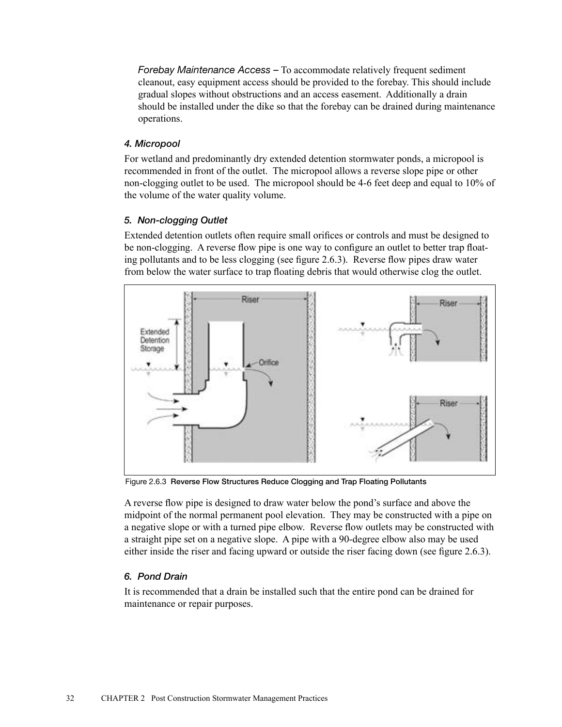*Forebay Maintenance Access* – To accommodate relatively frequent sediment cleanout, easy equipment access should be provided to the forebay. This should include gradual slopes without obstructions and an access easement. Additionally a drain should be installed under the dike so that the forebay can be drained during maintenance operations.

### *4. Micropool*

For wetland and predominantly dry extended detention stormwater ponds, a micropool is recommended in front of the outlet. The micropool allows a reverse slope pipe or other non-clogging outlet to be used. The micropool should be 4-6 feet deep and equal to 10% of the volume of the water quality volume.

### *5. Non-clogging Outlet*

Extended detention outlets often require small orifices or controls and must be designed to be non-clogging. A reverse flow pipe is one way to configure an outlet to better trap floating pollutants and to be less clogging (see figure 2.6.3). Reverse flow pipes draw water from below the water surface to trap floating debris that would otherwise clog the outlet.

Figure 2.6.3 **Reverse Flow Structures Reduce Clogging and Trap Floating Pollutants**

A reverse flow pipe is designed to draw water below the pond's surface and above the midpoint of the normal permanent pool elevation. They may be constructed with a pipe on a negative slope or with a turned pipe elbow. Reverse flow outlets may be constructed with a straight pipe set on a negative slope. A pipe with a 90-degree elbow also may be used either inside the riser and facing upward or outside the riser facing down (see figure 2.6.3).

### *6. Pond Drain*

It is recommended that a drain be installed such that the entire pond can be drained for maintenance or repair purposes.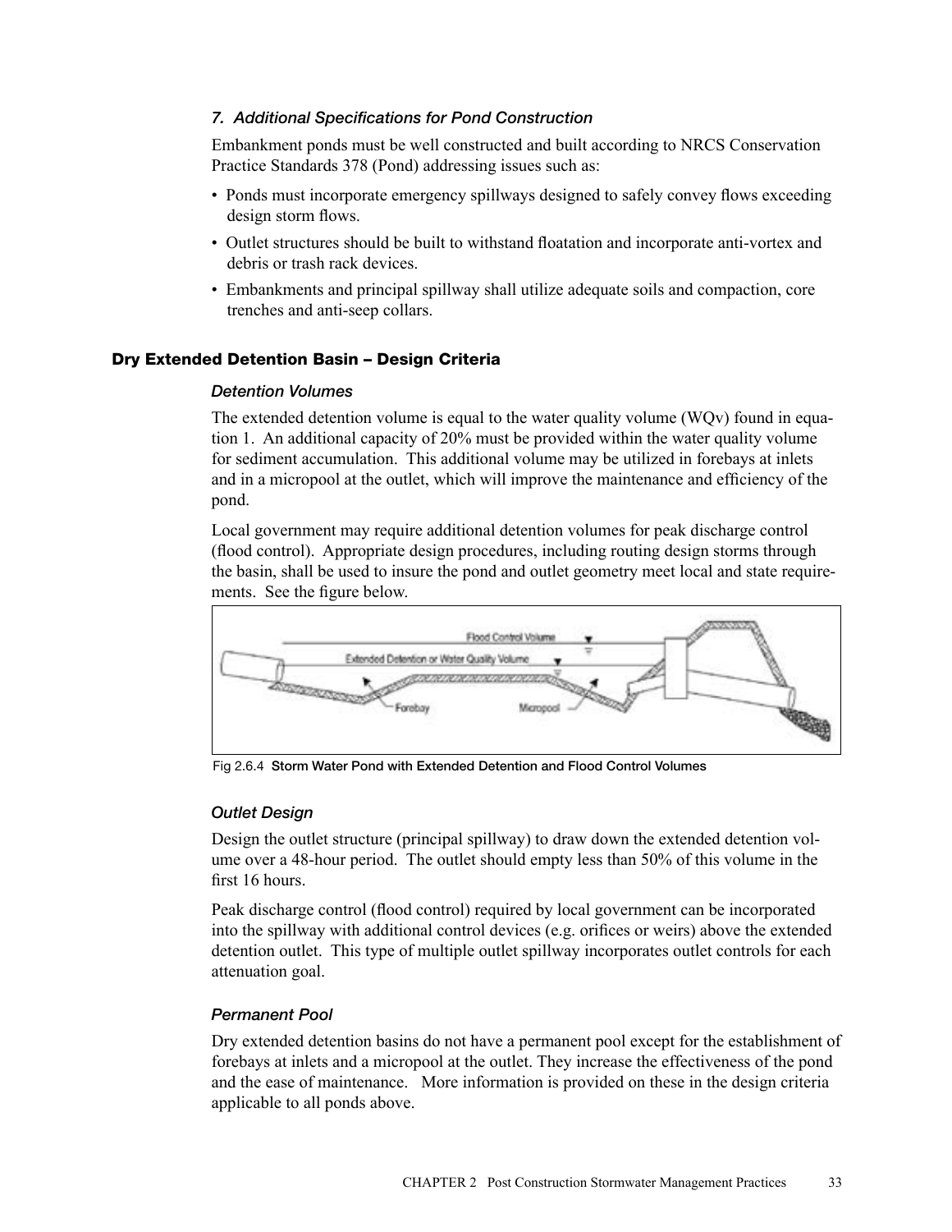### *7. Additional Specifications for Pond Construction*

Embankment ponds must be well constructed and built according to NRCS Conservation Practice Standards 378 (Pond) addressing issues such as:

- Ponds must incorporate emergency spillways designed to safely convey flows exceeding design storm flows.
- Outlet structures should be built to withstand floatation and incorporate anti-vortex and debris or trash rack devices.
- Embankments and principal spillway shall utilize adequate soils and compaction, core trenches and anti-seep collars.

## Dry Extended Detention Basin – Design Criteria

### *Detention Volumes*

The extended detention volume is equal to the water quality volume (WQv) found in equation 1. An additional capacity of 20% must be provided within the water quality volume for sediment accumulation. This additional volume may be utilized in forebays at inlets and in a micropool at the outlet, which will improve the maintenance and efficiency of the pond.

Local government may require additional detention volumes for peak discharge control (flood control). Appropriate design procedures, including routing design storms through the basin, shall be used to insure the pond and outlet geometry meet local and state requirements. See the figure below.

Fig 2.6.4 **Storm Water Pond with Extended Detention and Flood Control Volumes**

### *Outlet Design*

Design the outlet structure (principal spillway) to draw down the extended detention volume over a 48-hour period. The outlet should empty less than 50% of this volume in the first 16 hours.

Peak discharge control (flood control) required by local government can be incorporated into the spillway with additional control devices (e.g. orifices or weirs) above the extended detention outlet. This type of multiple outlet spillway incorporates outlet controls for each attenuation goal.

### *Permanent Pool*

Dry extended detention basins do not have a permanent pool except for the establishment of forebays at inlets and a micropool at the outlet. They increase the effectiveness of the pond and the ease of maintenance. More information is provided on these in the design criteria applicable to all ponds above.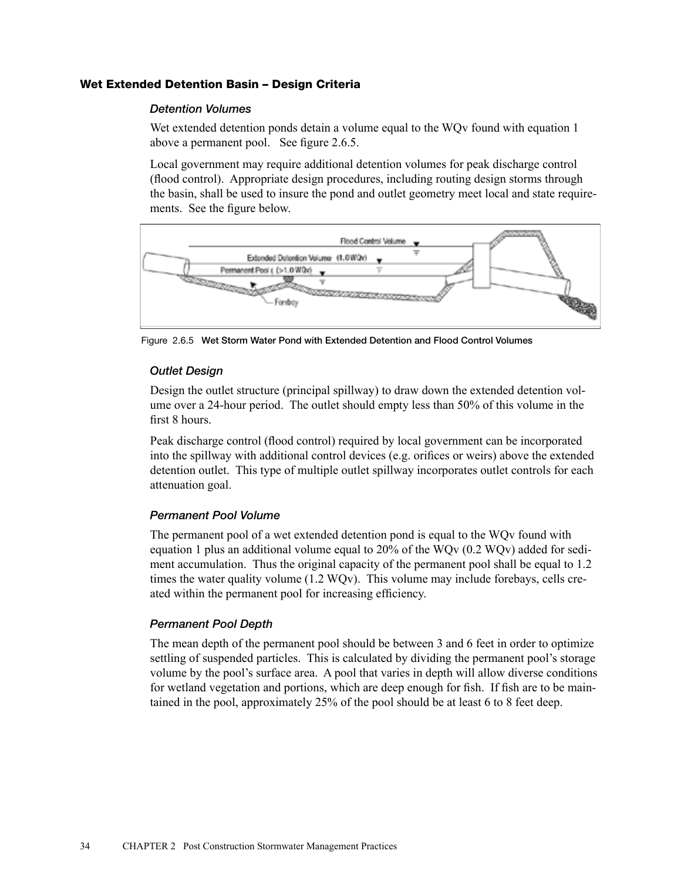### Wet Extended Detention Basin – Design Criteria

#### *Detention Volumes*

Wet extended detention ponds detain a volume equal to the WQv found with equation 1 above a permanent pool. See figure 2.6.5.

Local government may require additional detention volumes for peak discharge control (flood control). Appropriate design procedures, including routing design storms through the basin, shall be used to insure the pond and outlet geometry meet local and state requirements. See the figure below.

Figure 2.6.5 **Wet Storm Water Pond with Extended Detention and Flood Control Volumes**

#### *Outlet Design*

Design the outlet structure (principal spillway) to draw down the extended detention volume over a 24-hour period. The outlet should empty less than 50% of this volume in the first 8 hours.

Peak discharge control (flood control) required by local government can be incorporated into the spillway with additional control devices (e.g. orifices or weirs) above the extended detention outlet. This type of multiple outlet spillway incorporates outlet controls for each attenuation goal.

#### *Permanent Pool Volume*

The permanent pool of a wet extended detention pond is equal to the WQv found with equation 1 plus an additional volume equal to 20% of the WQv (0.2 WQv) added for sediment accumulation. Thus the original capacity of the permanent pool shall be equal to 1.2 times the water quality volume (1.2 WQv). This volume may include forebays, cells created within the permanent pool for increasing efficiency.

#### *Permanent Pool Depth*

The mean depth of the permanent pool should be between 3 and 6 feet in order to optimize settling of suspended particles. This is calculated by dividing the permanent pool's storage volume by the pool's surface area. A pool that varies in depth will allow diverse conditions for wetland vegetation and portions, which are deep enough for fish. If fish are to be maintained in the pool, approximately 25% of the pool should be at least 6 to 8 feet deep.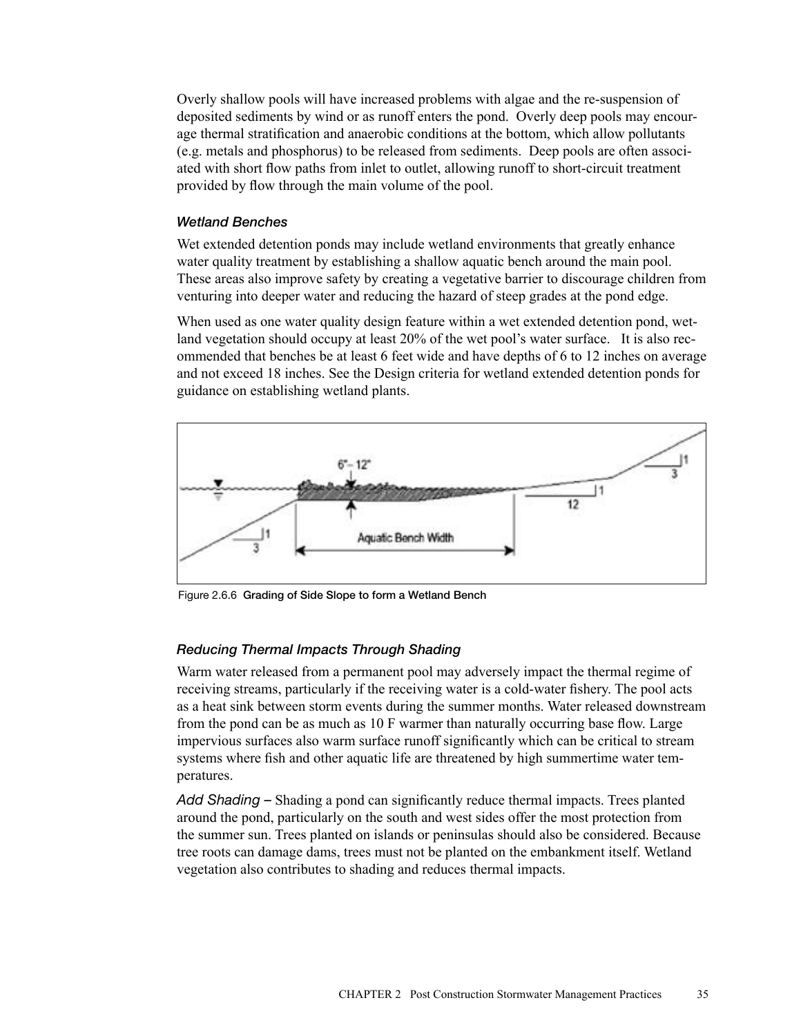Overly shallow pools will have increased problems with algae and the re-suspension of deposited sediments by wind or as runoff enters the pond. Overly deep pools may encourage thermal stratification and anaerobic conditions at the bottom, which allow pollutants (e.g. metals and phosphorus) to be released from sediments. Deep pools are often associated with short flow paths from inlet to outlet, allowing runoff to short-circuit treatment provided by flow through the main volume of the pool.

### *Wetland Benches*

Wet extended detention ponds may include wetland environments that greatly enhance water quality treatment by establishing a shallow aquatic bench around the main pool. These areas also improve safety by creating a vegetative barrier to discourage children from venturing into deeper water and reducing the hazard of steep grades at the pond edge.

When used as one water quality design feature within a wet extended detention pond, wetland vegetation should occupy at least 20% of the wet pool's water surface. It is also recommended that benches be at least 6 feet wide and have depths of 6 to 12 inches on average and not exceed 18 inches. See the Design criteria for wetland extended detention ponds for guidance on establishing wetland plants.

Figure 2.6.6 **Grading of Side Slope to form a Wetland Bench**

### *Reducing Thermal Impacts Through Shading*

Warm water released from a permanent pool may adversely impact the thermal regime of receiving streams, particularly if the receiving water is a cold-water fishery. The pool acts as a heat sink between storm events during the summer months. Water released downstream from the pond can be as much as 10 F warmer than naturally occurring base flow. Large impervious surfaces also warm surface runoff significantly which can be critical to stream systems where fish and other aquatic life are threatened by high summertime water temperatures.

*Add Shading* – Shading a pond can significantly reduce thermal impacts. Trees planted around the pond, particularly on the south and west sides offer the most protection from the summer sun. Trees planted on islands or peninsulas should also be considered. Because tree roots can damage dams, trees must not be planted on the embankment itself. Wetland vegetation also contributes to shading and reduces thermal impacts.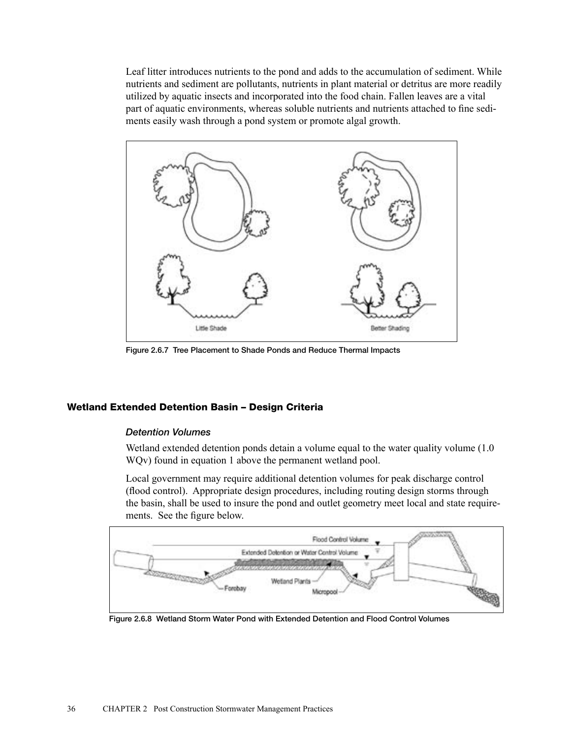Leaf litter introduces nutrients to the pond and adds to the accumulation of sediment. While nutrients and sediment are pollutants, nutrients in plant material or detritus are more readily utilized by aquatic insects and incorporated into the food chain. Fallen leaves are a vital part of aquatic environments, whereas soluble nutrients and nutrients attached to fine sediments easily wash through a pond system or promote algal growth.

Figure 2.6.7 Tree Placement to Shade Ponds and Reduce Thermal Impacts

## Wetland Extended Detention Basin – Design Criteria

### *Detention Volumes*

Wetland extended detention ponds detain a volume equal to the water quality volume (1.0 WQv) found in equation 1 above the permanent wetland pool.

Local government may require additional detention volumes for peak discharge control (flood control). Appropriate design procedures, including routing design storms through the basin, shall be used to insure the pond and outlet geometry meet local and state requirements. See the figure below.

Figure 2.6.8 Wetland Storm Water Pond with Extended Detention and Flood Control Volumes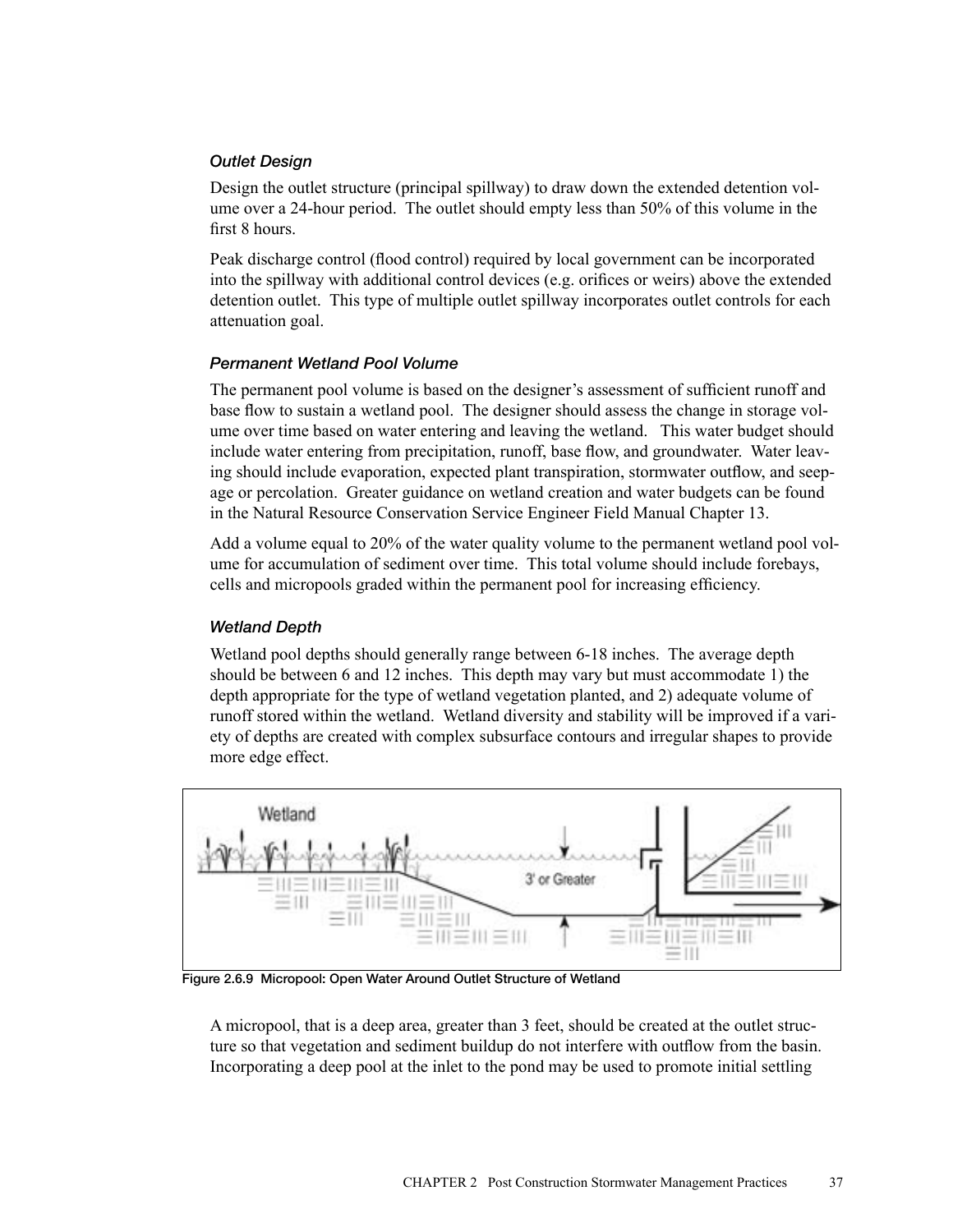### *Outlet Design*

Design the outlet structure (principal spillway) to draw down the extended detention volume over a 24-hour period. The outlet should empty less than 50% of this volume in the first 8 hours.

Peak discharge control (flood control) required by local government can be incorporated into the spillway with additional control devices (e.g. orifices or weirs) above the extended detention outlet. This type of multiple outlet spillway incorporates outlet controls for each attenuation goal.

### *Permanent Wetland Pool Volume*

The permanent pool volume is based on the designer's assessment of sufficient runoff and base flow to sustain a wetland pool. The designer should assess the change in storage volume over time based on water entering and leaving the wetland. This water budget should include water entering from precipitation, runoff, base flow, and groundwater. Water leaving should include evaporation, expected plant transpiration, stormwater outflow, and seepage or percolation. Greater guidance on wetland creation and water budgets can be found in the Natural Resource Conservation Service Engineer Field Manual Chapter 13.

Add a volume equal to 20% of the water quality volume to the permanent wetland pool volume for accumulation of sediment over time. This total volume should include forebays, cells and micropools graded within the permanent pool for increasing efficiency.

### *Wetland Depth*

Wetland pool depths should generally range between 6-18 inches. The average depth should be between 6 and 12 inches. This depth may vary but must accommodate 1) the depth appropriate for the type of wetland vegetation planted, and 2) adequate volume of runoff stored within the wetland. Wetland diversity and stability will be improved if a variety of depths are created with complex subsurface contours and irregular shapes to provide more edge effect.

Figure 2.6.9 Micropool: Open Water Around Outlet Structure of Wetland

A micropool, that is a deep area, greater than 3 feet, should be created at the outlet structure so that vegetation and sediment buildup do not interfere with outflow from the basin. Incorporating a deep pool at the inlet to the pond may be used to promote initial settling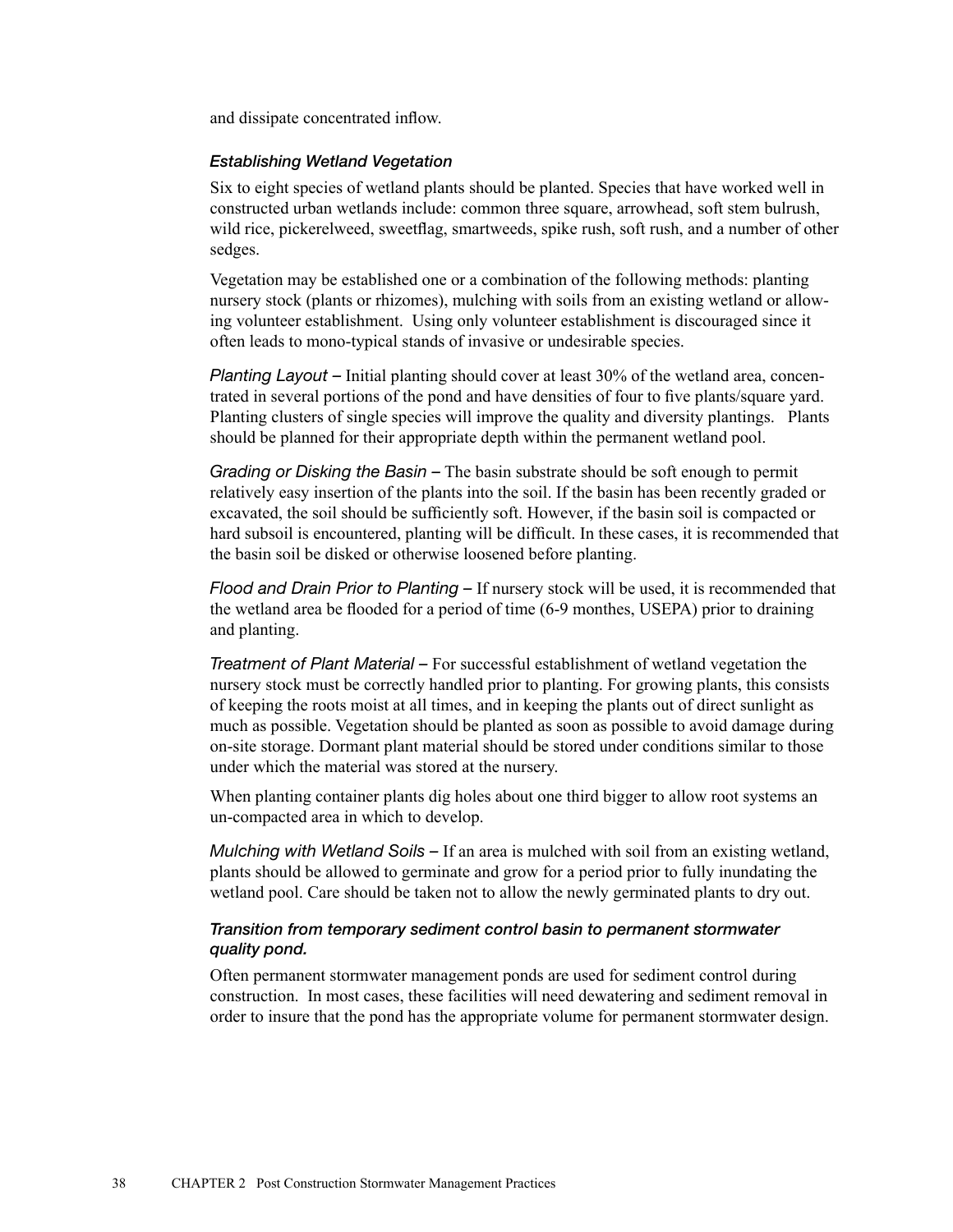and dissipate concentrated inflow.

### *Establishing Wetland Vegetation*

Six to eight species of wetland plants should be planted. Species that have worked well in constructed urban wetlands include: common three square, arrowhead, soft stem bulrush, wild rice, pickerelweed, sweetflag, smartweeds, spike rush, soft rush, and a number of other sedges.

Vegetation may be established one or a combination of the following methods: planting nursery stock (plants or rhizomes), mulching with soils from an existing wetland or allowing volunteer establishment. Using only volunteer establishment is discouraged since it often leads to mono-typical stands of invasive or undesirable species.

*Planting Layout* – Initial planting should cover at least 30% of the wetland area, concentrated in several portions of the pond and have densities of four to five plants/square yard. Planting clusters of single species will improve the quality and diversity plantings. Plants should be planned for their appropriate depth within the permanent wetland pool.

*Grading or Disking the Basin* – The basin substrate should be soft enough to permit relatively easy insertion of the plants into the soil. If the basin has been recently graded or excavated, the soil should be sufficiently soft. However, if the basin soil is compacted or hard subsoil is encountered, planting will be difficult. In these cases, it is recommended that the basin soil be disked or otherwise loosened before planting.

*Flood and Drain Prior to Planting* – If nursery stock will be used, it is recommended that the wetland area be flooded for a period of time (6-9 monthes, USEPA) prior to draining and planting.

*Treatment of Plant Material* – For successful establishment of wetland vegetation the nursery stock must be correctly handled prior to planting. For growing plants, this consists of keeping the roots moist at all times, and in keeping the plants out of direct sunlight as much as possible. Vegetation should be planted as soon as possible to avoid damage during on-site storage. Dormant plant material should be stored under conditions similar to those under which the material was stored at the nursery.

When planting container plants dig holes about one third bigger to allow root systems an un-compacted area in which to develop.

*Mulching with Wetland Soils* – If an area is mulched with soil from an existing wetland, plants should be allowed to germinate and grow for a period prior to fully inundating the wetland pool. Care should be taken not to allow the newly germinated plants to dry out.

### *Transition from temporary sediment control basin to permanent stormwater quality pond.*

Often permanent stormwater management ponds are used for sediment control during construction. In most cases, these facilities will need dewatering and sediment removal in order to insure that the pond has the appropriate volume for permanent stormwater design.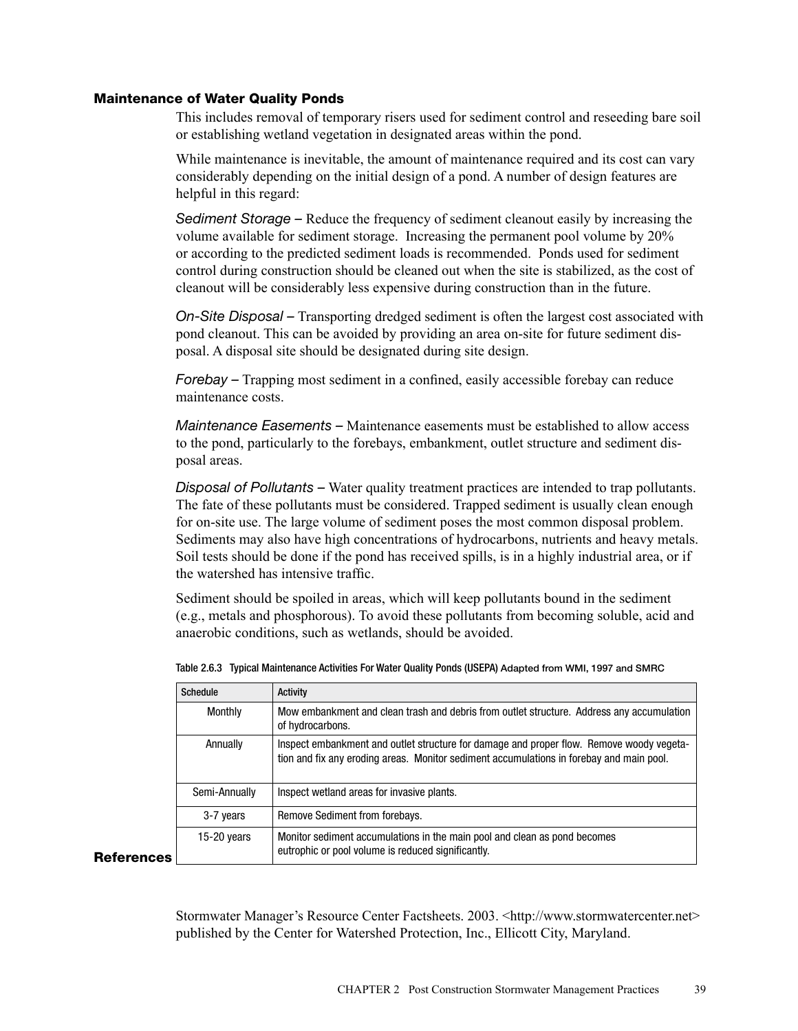### Maintenance of Water Quality Ponds

This includes removal of temporary risers used for sediment control and reseeding bare soil or establishing wetland vegetation in designated areas within the pond.

While maintenance is inevitable, the amount of maintenance required and its cost can vary considerably depending on the initial design of a pond. A number of design features are helpful in this regard:

*Sediment Storage* – Reduce the frequency of sediment cleanout easily by increasing the volume available for sediment storage. Increasing the permanent pool volume by 20% or according to the predicted sediment loads is recommended. Ponds used for sediment control during construction should be cleaned out when the site is stabilized, as the cost of cleanout will be considerably less expensive during construction than in the future.

*On-Site Disposal* – Transporting dredged sediment is often the largest cost associated with pond cleanout. This can be avoided by providing an area on-site for future sediment disposal. A disposal site should be designated during site design.

*Forebay* – Trapping most sediment in a confined, easily accessible forebay can reduce maintenance costs.

*Maintenance Easements* – Maintenance easements must be established to allow access to the pond, particularly to the forebays, embankment, outlet structure and sediment disposal areas.

*Disposal of Pollutants* – Water quality treatment practices are intended to trap pollutants. The fate of these pollutants must be considered. Trapped sediment is usually clean enough for on-site use. The large volume of sediment poses the most common disposal problem. Sediments may also have high concentrations of hydrocarbons, nutrients and heavy metals. Soil tests should be done if the pond has received spills, is in a highly industrial area, or if the watershed has intensive traffic.

Sediment should be spoiled in areas, which will keep pollutants bound in the sediment (e.g., metals and phosphorous). To avoid these pollutants from becoming soluble, acid and anaerobic conditions, such as wetlands, should be avoided.

Table 2.6.3 Typical Maintenance Activities For Water Quality Ponds (USEPA) Adapted from WMI, 1997 and SMRC

| Schedule | Activity |
|---|---|
| Monthly | Mow embankment and clean trash and debris from outlet structure. Address any accumulation of hydrocarbons. |
| Annually | Inspect embankment and outlet structure for damage and proper flow. Remove woody vegetation and fix any eroding areas. Monitor sediment accumulations in forebay and main pool. |
| Semi-Annually | Inspect wetland areas for invasive plants. |
| 3-7 years | Remove Sediment from forebays. |
| 15-20 years | Monitor sediment accumulations in the main pool and clean as pond becomes eutrophic or pool volume is reduced significantly. |

### References

Stormwater Manager's Resource Center Factsheets. 2003. <http://www.stormwatercenter.net> published by the Center for Watershed Protection, Inc., Ellicott City, Maryland.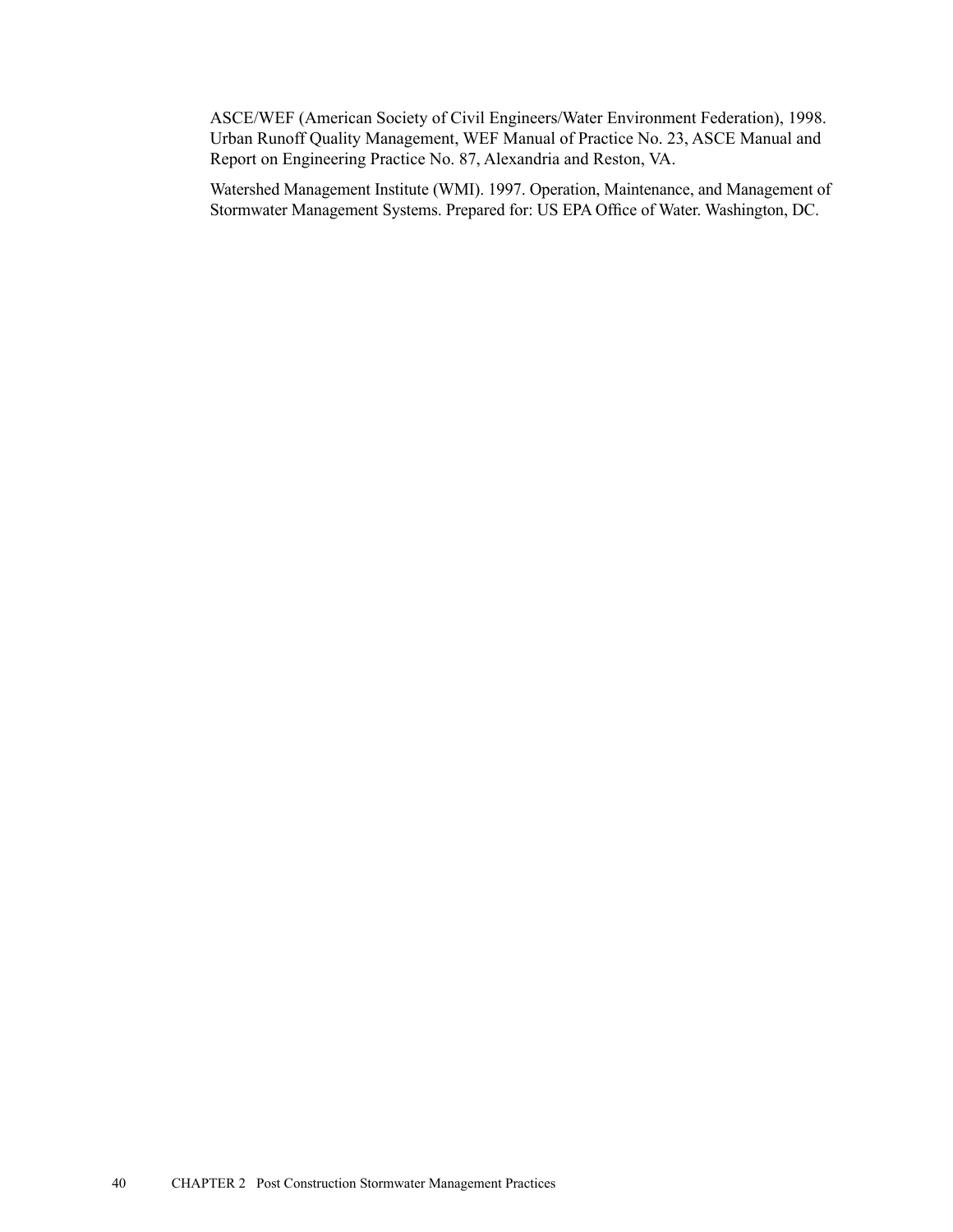ASCE/WEF (American Society of Civil Engineers/Water Environment Federation), 1998. Urban Runoff Quality Management, WEF Manual of Practice No. 23, ASCE Manual and Report on Engineering Practice No. 87, Alexandria and Reston, VA.

Watershed Management Institute (WMI). 1997. Operation, Maintenance, and Management of Stormwater Management Systems. Prepared for: US EPA Office of Water. Washington, DC.